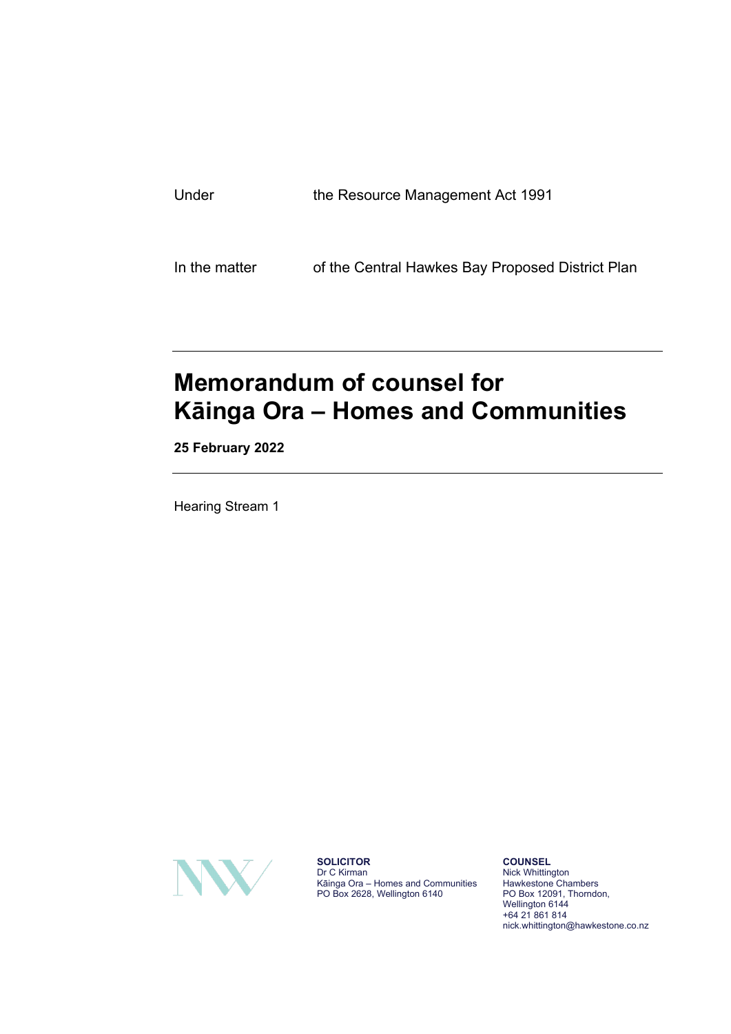| | |
|---|---|
| Under | the Resource Management Act 1991 |
| In the matter | of the Central Hawkes Bay Proposed District Plan |

---

# Memorandum of counsel for Kāinga Ora – Homes and Communities

**25 February 2022**

---

Hearing Stream 1

**SOLICITOR**
Dr C Kirman
Kāinga Ora – Homes and Communities
PO Box 2628, Wellington 6140

**COUNSEL**
Nick Whittington
Hawkestone Chambers
PO Box 12091, Thorndon,
Wellington 6144
+64 21 861 814
nick.whittington@hawkestone.co.nz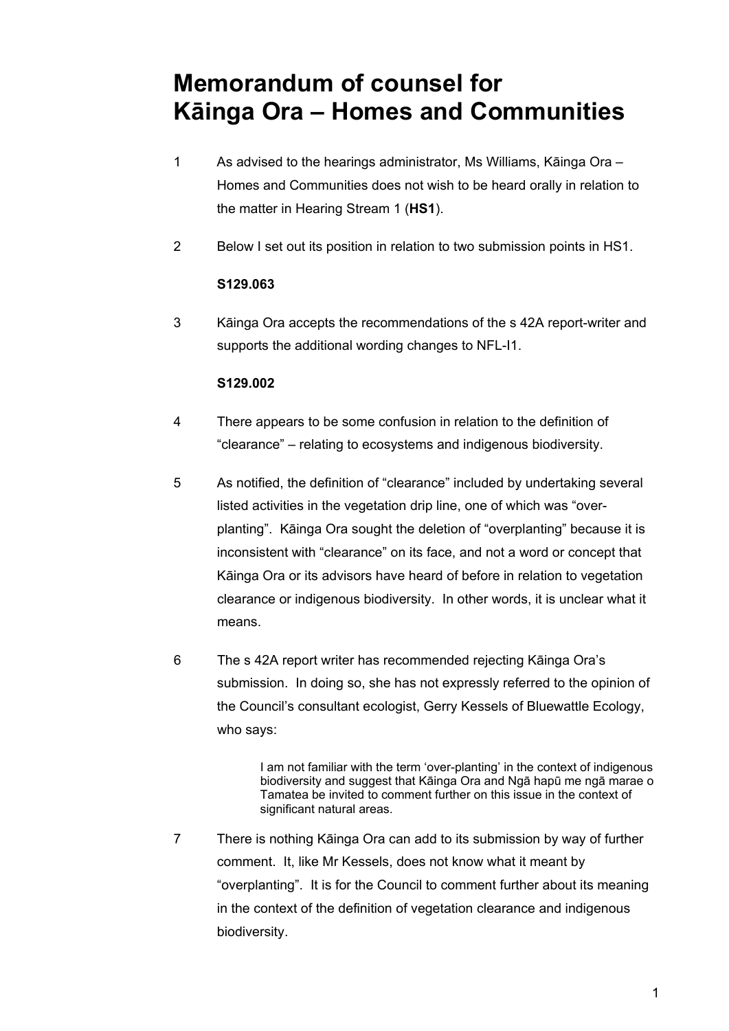# Memorandum of counsel for Kāinga Ora – Homes and Communities

1 As advised to the hearings administrator, Ms Williams, Kāinga Ora – Homes and Communities does not wish to be heard orally in relation to the matter in Hearing Stream 1 (**HS1**).

2 Below I set out its position in relation to two submission points in HS1.

**S129.063**

3 Kāinga Ora accepts the recommendations of the s 42A report-writer and supports the additional wording changes to NFL-I1.

**S129.002**

4 There appears to be some confusion in relation to the definition of "clearance" – relating to ecosystems and indigenous biodiversity.

5 As notified, the definition of "clearance" included by undertaking several listed activities in the vegetation drip line, one of which was "over-planting". Kāinga Ora sought the deletion of "overplanting" because it is inconsistent with "clearance" on its face, and not a word or concept that Kāinga Ora or its advisors have heard of before in relation to vegetation clearance or indigenous biodiversity. In other words, it is unclear what it means.

6 The s 42A report writer has recommended rejecting Kāinga Ora's submission. In doing so, she has not expressly referred to the opinion of the Council's consultant ecologist, Gerry Kessels of Bluewattle Ecology, who says:

> I am not familiar with the term 'over-planting' in the context of indigenous biodiversity and suggest that Kāinga Ora and Ngā hapū me ngā marae o Tamatea be invited to comment further on this issue in the context of significant natural areas.

7 There is nothing Kāinga Ora can add to its submission by way of further comment. It, like Mr Kessels, does not know what it meant by "overplanting". It is for the Council to comment further about its meaning in the context of the definition of vegetation clearance and indigenous biodiversity.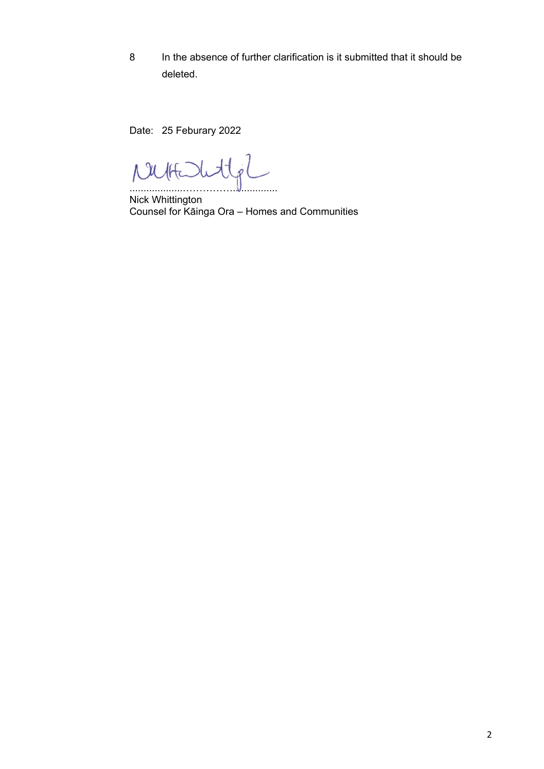8 In the absence of further clarification is it submitted that it should be deleted.

Date: 25 Feburary 2022

.......................................................

Nick Whittington
Counsel for Kāinga Ora – Homes and Communities